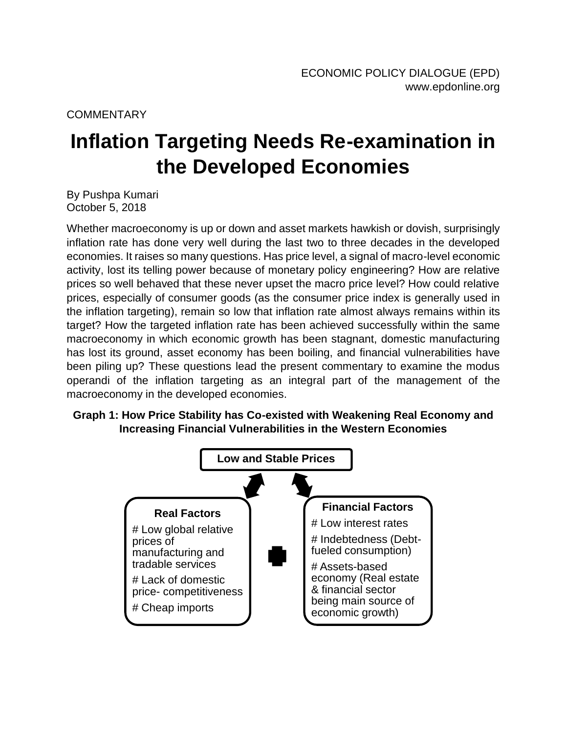ECONOMIC POLICY DIALOGUE (EPD)
www.epdonline.org

COMMENTARY

# Inflation Targeting Needs Re-examination in the Developed Economies

By Pushpa Kumari
October 5, 2018

Whether macroeconomy is up or down and asset markets hawkish or dovish, surprisingly inflation rate has done very well during the last two to three decades in the developed economies. It raises so many questions. Has price level, a signal of macro-level economic activity, lost its telling power because of monetary policy engineering? How are relative prices so well behaved that these never upset the macro price level? How could relative prices, especially of consumer goods (as the consumer price index is generally used in the inflation targeting), remain so low that inflation rate almost always remains within its target? How the targeted inflation rate has been achieved successfully within the same macroeconomy in which economic growth has been stagnant, domestic manufacturing has lost its ground, asset economy has been boiling, and financial vulnerabilities have been piling up? These questions lead the present commentary to examine the modus operandi of the inflation targeting as an integral part of the management of the macroeconomy in the developed economies.

**Graph 1: How Price Stability has Co-existed with Weakening Real Economy and Increasing Financial Vulnerabilities in the Western Economies**

**Low and Stable Prices**

**Real Factors**
- # Low global relative prices of manufacturing and tradable services
- # Lack of domestic price- competitiveness
- # Cheap imports

**+**

**Financial Factors**
- # Low interest rates
- # Indebtedness (Debt-fueled consumption)
- # Assets-based economy (Real estate & financial sector being main source of economic growth)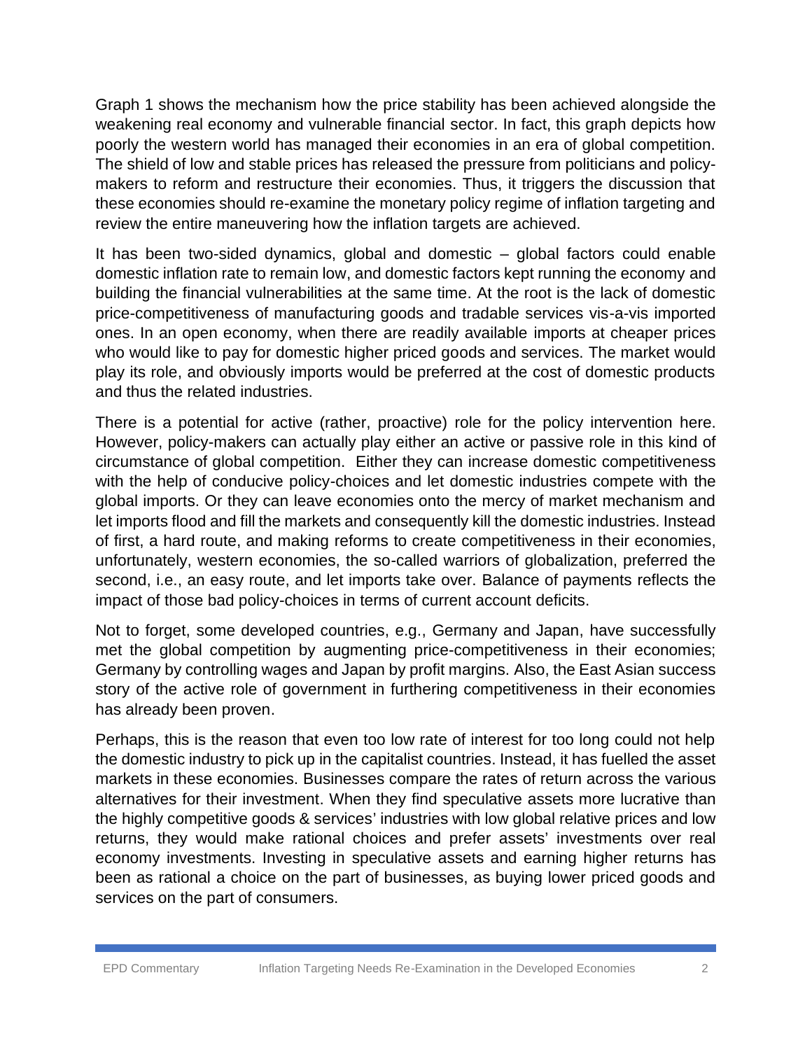Graph 1 shows the mechanism how the price stability has been achieved alongside the weakening real economy and vulnerable financial sector. In fact, this graph depicts how poorly the western world has managed their economies in an era of global competition. The shield of low and stable prices has released the pressure from politicians and policy-makers to reform and restructure their economies. Thus, it triggers the discussion that these economies should re-examine the monetary policy regime of inflation targeting and review the entire maneuvering how the inflation targets are achieved.

It has been two-sided dynamics, global and domestic – global factors could enable domestic inflation rate to remain low, and domestic factors kept running the economy and building the financial vulnerabilities at the same time. At the root is the lack of domestic price-competitiveness of manufacturing goods and tradable services vis-a-vis imported ones. In an open economy, when there are readily available imports at cheaper prices who would like to pay for domestic higher priced goods and services. The market would play its role, and obviously imports would be preferred at the cost of domestic products and thus the related industries.

There is a potential for active (rather, proactive) role for the policy intervention here. However, policy-makers can actually play either an active or passive role in this kind of circumstance of global competition. Either they can increase domestic competitiveness with the help of conducive policy-choices and let domestic industries compete with the global imports. Or they can leave economies onto the mercy of market mechanism and let imports flood and fill the markets and consequently kill the domestic industries. Instead of first, a hard route, and making reforms to create competitiveness in their economies, unfortunately, western economies, the so-called warriors of globalization, preferred the second, i.e., an easy route, and let imports take over. Balance of payments reflects the impact of those bad policy-choices in terms of current account deficits.

Not to forget, some developed countries, e.g., Germany and Japan, have successfully met the global competition by augmenting price-competitiveness in their economies; Germany by controlling wages and Japan by profit margins. Also, the East Asian success story of the active role of government in furthering competitiveness in their economies has already been proven.

Perhaps, this is the reason that even too low rate of interest for too long could not help the domestic industry to pick up in the capitalist countries. Instead, it has fuelled the asset markets in these economies. Businesses compare the rates of return across the various alternatives for their investment. When they find speculative assets more lucrative than the highly competitive goods & services' industries with low global relative prices and low returns, they would make rational choices and prefer assets' investments over real economy investments. Investing in speculative assets and earning higher returns has been as rational a choice on the part of businesses, as buying lower priced goods and services on the part of consumers.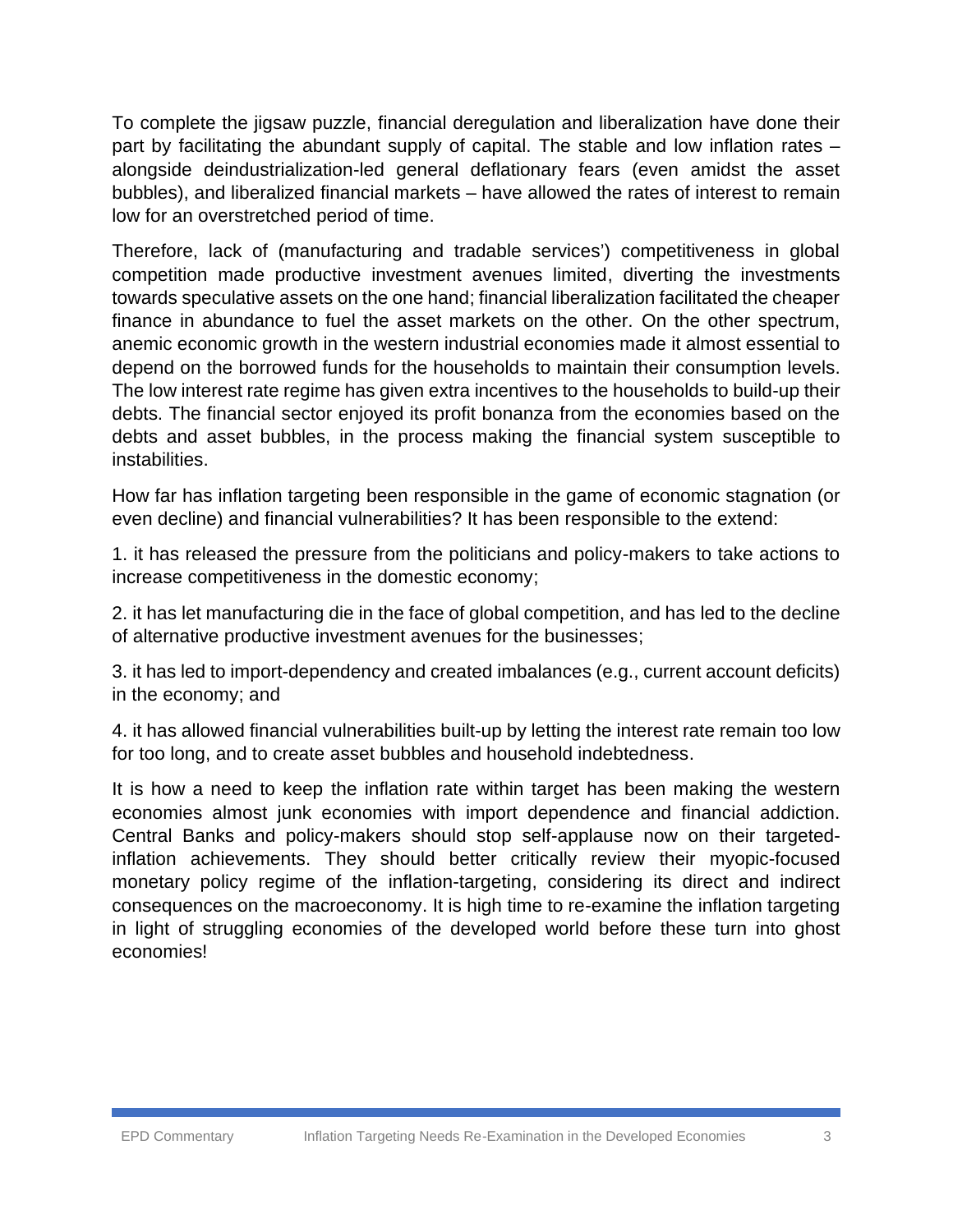To complete the jigsaw puzzle, financial deregulation and liberalization have done their part by facilitating the abundant supply of capital. The stable and low inflation rates – alongside deindustrialization-led general deflationary fears (even amidst the asset bubbles), and liberalized financial markets – have allowed the rates of interest to remain low for an overstretched period of time.

Therefore, lack of (manufacturing and tradable services') competitiveness in global competition made productive investment avenues limited, diverting the investments towards speculative assets on the one hand; financial liberalization facilitated the cheaper finance in abundance to fuel the asset markets on the other. On the other spectrum, anemic economic growth in the western industrial economies made it almost essential to depend on the borrowed funds for the households to maintain their consumption levels. The low interest rate regime has given extra incentives to the households to build-up their debts. The financial sector enjoyed its profit bonanza from the economies based on the debts and asset bubbles, in the process making the financial system susceptible to instabilities.

How far has inflation targeting been responsible in the game of economic stagnation (or even decline) and financial vulnerabilities? It has been responsible to the extend:

1. it has released the pressure from the politicians and policy-makers to take actions to increase competitiveness in the domestic economy;

2. it has let manufacturing die in the face of global competition, and has led to the decline of alternative productive investment avenues for the businesses;

3. it has led to import-dependency and created imbalances (e.g., current account deficits) in the economy; and

4. it has allowed financial vulnerabilities built-up by letting the interest rate remain too low for too long, and to create asset bubbles and household indebtedness.

It is how a need to keep the inflation rate within target has been making the western economies almost junk economies with import dependence and financial addiction. Central Banks and policy-makers should stop self-applause now on their targeted-inflation achievements. They should better critically review their myopic-focused monetary policy regime of the inflation-targeting, considering its direct and indirect consequences on the macroeconomy. It is high time to re-examine the inflation targeting in light of struggling economies of the developed world before these turn into ghost economies!